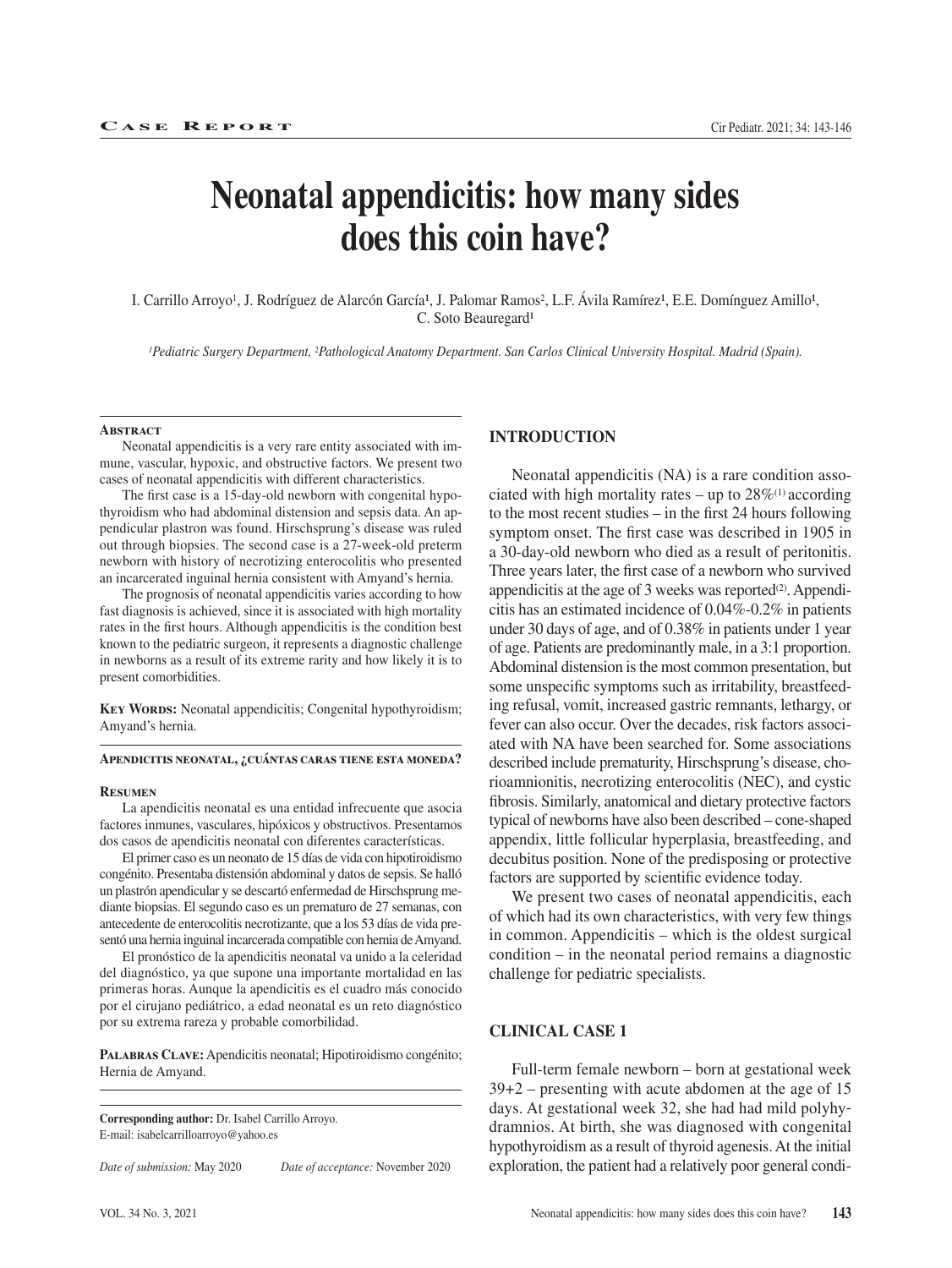CASE REPORT

# Neonatal appendicitis: how many sides does this coin have?

I. Carrillo Arroyo[1], J. Rodríguez de Alarcón García[1], J. Palomar Ramos[2], L.F. Ávila Ramírez[1], E.E. Domínguez Amillo[1], C. Soto Beauregard[1]

*[1]Pediatric Surgery Department, [2]Pathological Anatomy Department. San Carlos Clinical University Hospital. Madrid (Spain).*

**Abstract**

Neonatal appendicitis is a very rare entity associated with immune, vascular, hypoxic, and obstructive factors. We present two cases of neonatal appendicitis with different characteristics.

The first case is a 15-day-old newborn with congenital hypothyroidism who had abdominal distension and sepsis data. An appendicular plastron was found. Hirschsprung's disease was ruled out through biopsies. The second case is a 27-week-old preterm newborn with history of necrotizing enterocolitis who presented an incarcerated inguinal hernia consistent with Amyand's hernia.

The prognosis of neonatal appendicitis varies according to how fast diagnosis is achieved, since it is associated with high mortality rates in the first hours. Although appendicitis is the condition best known to the pediatric surgeon, it represents a diagnostic challenge in newborns as a result of its extreme rarity and how likely it is to present comorbidities.

**Key Words:** Neonatal appendicitis; Congenital hypothyroidism; Amyand's hernia.

**Apendicitis neonatal, ¿cuántas caras tiene esta moneda?**

**Resumen**

La apendicitis neonatal es una entidad infrecuente que asocia factores inmunes, vasculares, hipóxicos y obstructivos. Presentamos dos casos de apendicitis neonatal con diferentes características.

El primer caso es un neonato de 15 días de vida con hipotiroidismo congénito. Presentaba distensión abdominal y datos de sepsis. Se halló un plastrón apendicular y se descartó enfermedad de Hirschsprung mediante biopsias. El segundo caso es un prematuro de 27 semanas, con antecedente de enterocolitis necrotizante, que a los 53 días de vida presentó una hernia inguinal incarcerada compatible con hernia de Amyand.

El pronóstico de la apendicitis neonatal va unido a la celeridad del diagnóstico, ya que supone una importante mortalidad en las primeras horas. Aunque la apendicitis es el cuadro más conocido por el cirujano pediátrico, a edad neonatal es un reto diagnóstico por su extrema rareza y probable comorbilidad.

**Palabras Clave:** Apendicitis neonatal; Hipotiroidismo congénito; Hernia de Amyand.

**Corresponding author:** Dr. Isabel Carrillo Arroyo.
E-mail: isabelcarrilloarroyo@yahoo.es

*Date of submission:* May 2020 *Date of acceptance:* November 2020

## INTRODUCTION

Neonatal appendicitis (NA) is a rare condition associated with high mortality rates – up to 28%[1] according to the most recent studies – in the first 24 hours following symptom onset. The first case was described in 1905 in a 30-day-old newborn who died as a result of peritonitis. Three years later, the first case of a newborn who survived appendicitis at the age of 3 weeks was reported[2]. Appendicitis has an estimated incidence of 0.04%-0.2% in patients under 30 days of age, and of 0.38% in patients under 1 year of age. Patients are predominantly male, in a 3:1 proportion. Abdominal distension is the most common presentation, but some unspecific symptoms such as irritability, breastfeeding refusal, vomit, increased gastric remnants, lethargy, or fever can also occur. Over the decades, risk factors associated with NA have been searched for. Some associations described include prematurity, Hirschsprung's disease, chorioamnionitis, necrotizing enterocolitis (NEC), and cystic fibrosis. Similarly, anatomical and dietary protective factors typical of newborns have also been described – cone-shaped appendix, little follicular hyperplasia, breastfeeding, and decubitus position. None of the predisposing or protective factors are supported by scientific evidence today.

We present two cases of neonatal appendicitis, each of which had its own characteristics, with very few things in common. Appendicitis – which is the oldest surgical condition – in the neonatal period remains a diagnostic challenge for pediatric specialists.

## CLINICAL CASE 1

Full-term female newborn – born at gestational week 39+2 – presenting with acute abdomen at the age of 15 days. At gestational week 32, she had had mild polyhydramnios. At birth, she was diagnosed with congenital hypothyroidism as a result of thyroid agenesis. At the initial exploration, the patient had a relatively poor general condi-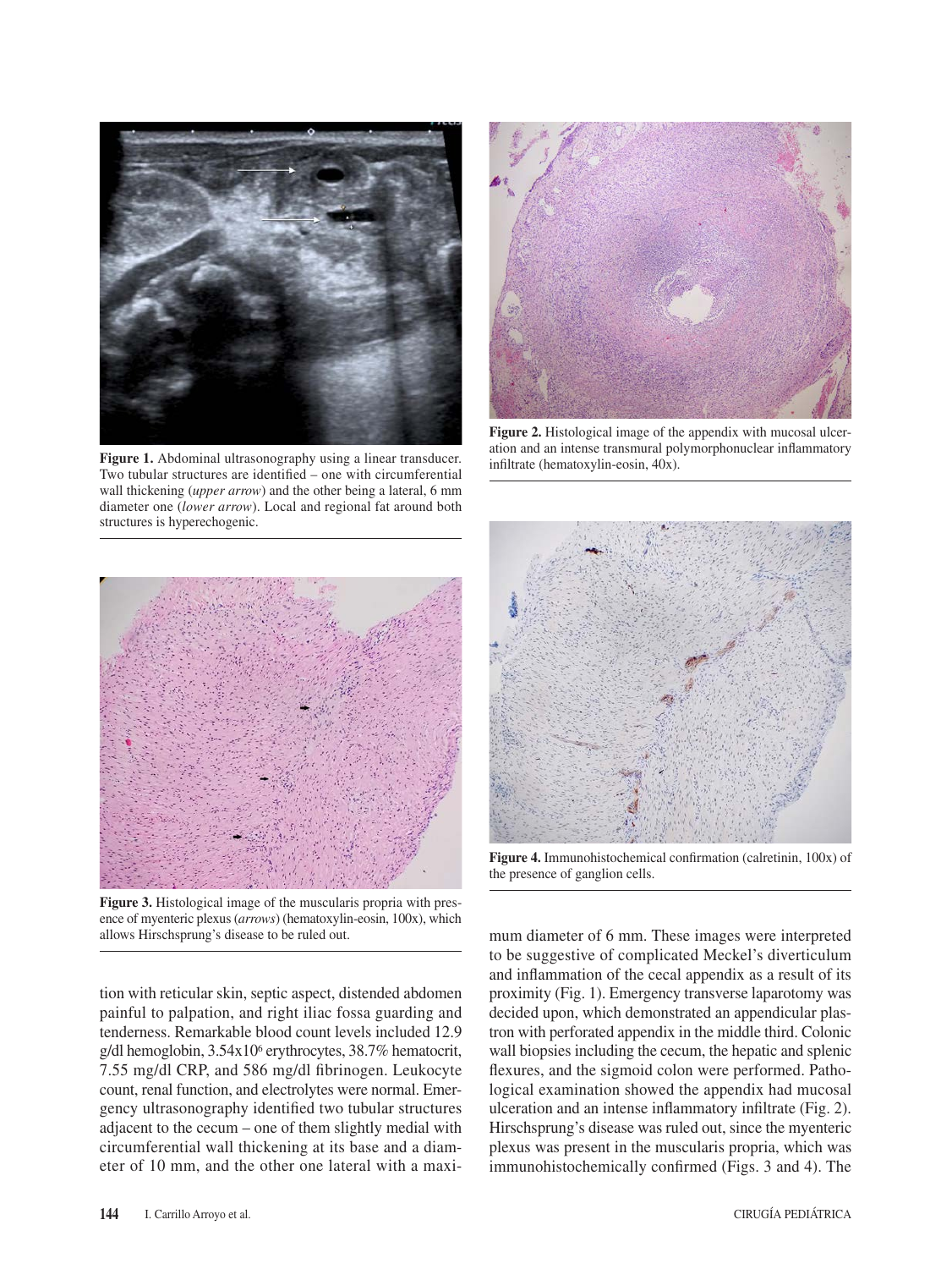Figure 1. Abdominal ultrasonography using a linear transducer. Two tubular structures are identified – one with circumferential wall thickening (*upper arrow*) and the other being a lateral, 6 mm diameter one (*lower arrow*). Local and regional fat around both structures is hyperechogenic.

Figure 2. Histological image of the appendix with mucosal ulceration and an intense transmural polymorphonuclear inflammatory infiltrate (hematoxylin-eosin, 40x).

Figure 3. Histological image of the muscularis propria with presence of myenteric plexus (*arrows*) (hematoxylin-eosin, 100x), which allows Hirschsprung's disease to be ruled out.

Figure 4. Immunohistochemical confirmation (calretinin, 100x) of the presence of ganglion cells.

tion with reticular skin, septic aspect, distended abdomen painful to palpation, and right iliac fossa guarding and tenderness. Remarkable blood count levels included 12.9 g/dl hemoglobin, $3.54 \times 10^6$ erythrocytes, 38.7% hematocrit, 7.55 mg/dl CRP, and 586 mg/dl fibrinogen. Leukocyte count, renal function, and electrolytes were normal. Emergency ultrasonography identified two tubular structures adjacent to the cecum – one of them slightly medial with circumferential wall thickening at its base and a diameter of 10 mm, and the other one lateral with a maximum diameter of 6 mm. These images were interpreted to be suggestive of complicated Meckel's diverticulum and inflammation of the cecal appendix as a result of its proximity (Fig. 1). Emergency transverse laparotomy was decided upon, which demonstrated an appendicular plastron with perforated appendix in the middle third. Colonic wall biopsies including the cecum, the hepatic and splenic flexures, and the sigmoid colon were performed. Pathological examination showed the appendix had mucosal ulceration and an intense inflammatory infiltrate (Fig. 2). Hirschsprung's disease was ruled out, since the myenteric plexus was present in the muscularis propria, which was immunohistochemically confirmed (Figs. 3 and 4). The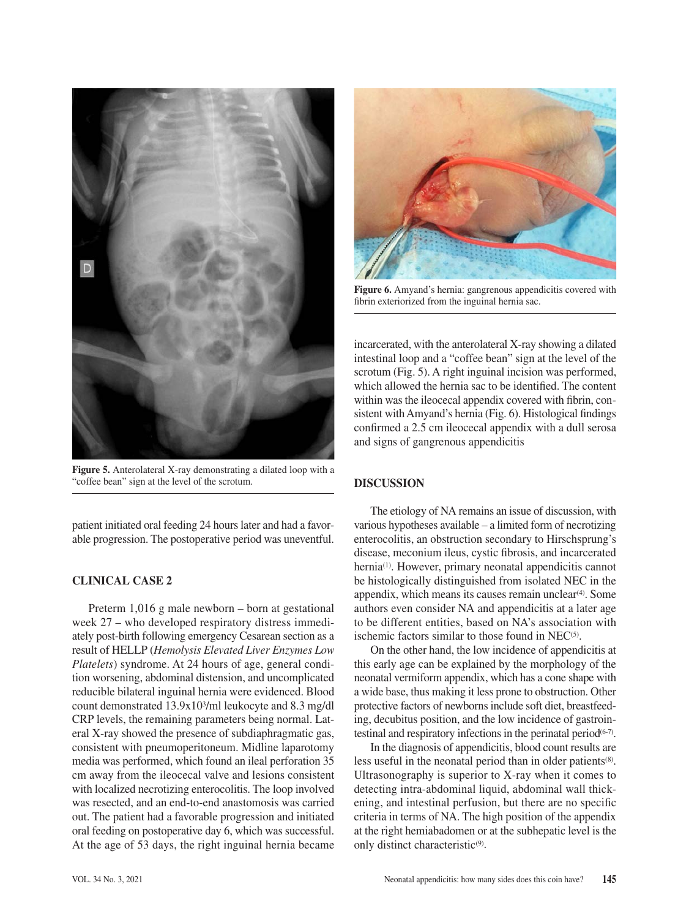Figure 5. Anterolateral X-ray demonstrating a dilated loop with a "coffee bean" sign at the level of the scrotum.

patient initiated oral feeding 24 hours later and had a favorable progression. The postoperative period was uneventful.

## CLINICAL CASE 2

Preterm 1,016 g male newborn – born at gestational week 27 – who developed respiratory distress immediately post-birth following emergency Cesarean section as a result of HELLP (*Hemolysis Elevated Liver Enzymes Low Platelets*) syndrome. At 24 hours of age, general condition worsening, abdominal distension, and uncomplicated reducible bilateral inguinal hernia were evidenced. Blood count demonstrated $13.9x10^3$/ml leukocyte and 8.3 mg/dl CRP levels, the remaining parameters being normal. Lateral X-ray showed the presence of subdiaphragmatic gas, consistent with pneumoperitoneum. Midline laparotomy media was performed, which found an ileal perforation 35 cm away from the ileocecal valve and lesions consistent with localized necrotizing enterocolitis. The loop involved was resected, and an end-to-end anastomosis was carried out. The patient had a favorable progression and initiated oral feeding on postoperative day 6, which was successful. At the age of 53 days, the right inguinal hernia became incarcerated, with the anterolateral X-ray showing a dilated intestinal loop and a "coffee bean" sign at the level of the scrotum (Fig. 5). A right inguinal incision was performed, which allowed the hernia sac to be identified. The content within was the ileocecal appendix covered with fibrin, consistent with Amyand's hernia (Fig. 6). Histological findings confirmed a 2.5 cm ileocecal appendix with a dull serosa and signs of gangrenous appendicitis

Figure 6. Amyand's hernia: gangrenous appendicitis covered with fibrin exteriorized from the inguinal hernia sac.

## DISCUSSION

The etiology of NA remains an issue of discussion, with various hypotheses available – a limited form of necrotizing enterocolitis, an obstruction secondary to Hirschsprung's disease, meconium ileus, cystic fibrosis, and incarcerated hernia[1]. However, primary neonatal appendicitis cannot be histologically distinguished from isolated NEC in the appendix, which means its causes remain unclear[4]. Some authors even consider NA and appendicitis at a later age to be different entities, based on NA's association with ischemic factors similar to those found in NEC[5].

On the other hand, the low incidence of appendicitis at this early age can be explained by the morphology of the neonatal vermiform appendix, which has a cone shape with a wide base, thus making it less prone to obstruction. Other protective factors of newborns include soft diet, breastfeeding, decubitus position, and the low incidence of gastrointestinal and respiratory infections in the perinatal period[6-7].

In the diagnosis of appendicitis, blood count results are less useful in the neonatal period than in older patients[8]. Ultrasonography is superior to X-ray when it comes to detecting intra-abdominal liquid, abdominal wall thickening, and intestinal perfusion, but there are no specific criteria in terms of NA. The high position of the appendix at the right hemiabadomen or at the subhepatic level is the only distinct characteristic[9].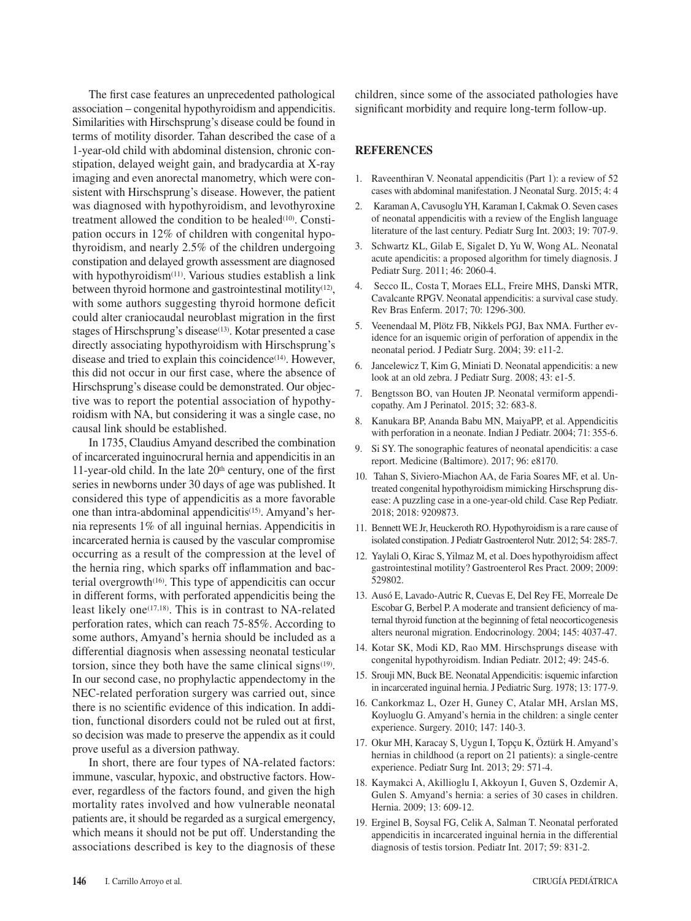The first case features an unprecedented pathological association – congenital hypothyroidism and appendicitis. Similarities with Hirschsprung's disease could be found in terms of motility disorder. Tahan described the case of a 1-year-old child with abdominal distension, chronic constipation, delayed weight gain, and bradycardia at X-ray imaging and even anorectal manometry, which were consistent with Hirschsprung's disease. However, the patient was diagnosed with hypothyroidism, and levothyroxine treatment allowed the condition to be healed[10]. Constipation occurs in 12% of children with congenital hypothyroidism, and nearly 2.5% of the children undergoing constipation and delayed growth assessment are diagnosed with hypothyroidism[11]. Various studies establish a link between thyroid hormone and gastrointestinal motility[12], with some authors suggesting thyroid hormone deficit could alter craniocaudal neuroblast migration in the first stages of Hirschsprung's disease[13]. Kotar presented a case directly associating hypothyroidism with Hirschsprung's disease and tried to explain this coincidence[14]. However, this did not occur in our first case, where the absence of Hirschsprung's disease could be demonstrated. Our objective was to report the potential association of hypothyroidism with NA, but considering it was a single case, no causal link should be established.

In 1735, Claudius Amyand described the combination of incarcerated inguinocrural hernia and appendicitis in an 11-year-old child. In the late 20th century, one of the first series in newborns under 30 days of age was published. It considered this type of appendicitis as a more favorable one than intra-abdominal appendicitis[15]. Amyand's hernia represents 1% of all inguinal hernias. Appendicitis in incarcerated hernia is caused by the vascular compromise occurring as a result of the compression at the level of the hernia ring, which sparks off inflammation and bacterial overgrowth[16]. This type of appendicitis can occur in different forms, with perforated appendicitis being the least likely one[17,18]. This is in contrast to NA-related perforation rates, which can reach 75-85%. According to some authors, Amyand's hernia should be included as a differential diagnosis when assessing neonatal testicular torsion, since they both have the same clinical signs[19]. In our second case, no prophylactic appendectomy in the NEC-related perforation surgery was carried out, since there is no scientific evidence of this indication. In addition, functional disorders could not be ruled out at first, so decision was made to preserve the appendix as it could prove useful as a diversion pathway.

In short, there are four types of NA-related factors: immune, vascular, hypoxic, and obstructive factors. However, regardless of the factors found, and given the high mortality rates involved and how vulnerable neonatal patients are, it should be regarded as a surgical emergency, which means it should not be put off. Understanding the associations described is key to the diagnosis of these children, since some of the associated pathologies have significant morbidity and require long-term follow-up.

## REFERENCES

1. Raveenthiran V. Neonatal appendicitis (Part 1): a review of 52 cases with abdominal manifestation. J Neonatal Surg. 2015; 4: 4
2. Karaman A, Cavusoglu YH, Karaman I, Cakmak O. Seven cases of neonatal appendicitis with a review of the English language literature of the last century. Pediatr Surg Int. 2003; 19: 707-9.
3. Schwartz KL, Gilab E, Sigalet D, Yu W, Wong AL. Neonatal acute apendicitis: a proposed algorithm for timely diagnosis. J Pediatr Surg. 2011; 46: 2060-4.
4. Secco IL, Costa T, Moraes ELL, Freire MHS, Danski MTR, Cavalcante RPGV. Neonatal appendicitis: a survival case study. Rev Bras Enferm. 2017; 70: 1296-300.
5. Veenendaal M, Plötz FB, Nikkels PGJ, Bax NMA. Further evidence for an isquemic origin of perforation of appendix in the neonatal period. J Pediatr Surg. 2004; 39: e11-2.
6. Jancelewicz T, Kim G, Miniati D. Neonatal appendicitis: a new look at an old zebra. J Pediatr Surg. 2008; 43: e1-5.
7. Bengtsson BO, van Houten JP. Neonatal vermiform appendicopathy. Am J Perinatol. 2015; 32: 683-8.
8. Kanukara BP, Ananda Babu MN, MaiyaPP, et al. Appendicitis with perforation in a neonate. Indian J Pediatr. 2004; 71: 355-6.
9. Si SY. The sonographic features of neonatal apendicitis: a case report. Medicine (Baltimore). 2017; 96: e8170.
10. Tahan S, Siviero-Miachon AA, de Faria Soares MF, et al. Untreated congenital hypothyroidism mimicking Hirschsprung disease: A puzzling case in a one-year-old child. Case Rep Pediatr. 2018; 2018: 9209873.
11. Bennett WE Jr, Heuckeroth RO. Hypothyroidism is a rare cause of isolated constipation. J Pediatr Gastroenterol Nutr. 2012; 54: 285-7.
12. Yaylali O, Kirac S, Yilmaz M, et al. Does hypothyroidism affect gastrointestinal motility? Gastroenterol Res Pract. 2009; 2009: 529802.
13. Ausó E, Lavado-Autric R, Cuevas E, Del Rey FE, Morreale De Escobar G, Berbel P. A moderate and transient deficiency of maternal thyroid function at the beginning of fetal neocorticogenesis alters neuronal migration. Endocrinology. 2004; 145: 4037-47.
14. Kotar SK, Modi KD, Rao MM. Hirschsprungs disease with congenital hypothyroidism. Indian Pediatr. 2012; 49: 245-6.
15. Srouji MN, Buck BE. Neonatal Appendicitis: isquemic infarction in incarcerated inguinal hernia. J Pediatric Surg. 1978; 13: 177-9.
16. Cankorkmaz L, Ozer H, Guney C, Atalar MH, Arslan MS, Koyluoglu G. Amyand's hernia in the children: a single center experience. Surgery. 2010; 147: 140-3.
17. Okur MH, Karacay S, Uygun I, Topçu K, Öztürk H. Amyand's hernias in childhood (a report on 21 patients): a single-centre experience. Pediatr Surg Int. 2013; 29: 571-4.
18. Kaymakci A, Akillioglu I, Akkoyun I, Guven S, Ozdemir A, Gulen S. Amyand's hernia: a series of 30 cases in children. Hernia. 2009; 13: 609-12.
19. Erginel B, Soysal FG, Celik A, Salman T. Neonatal perforated appendicitis in incarcerated inguinal hernia in the differential diagnosis of testis torsion. Pediatr Int. 2017; 59: 831-2.